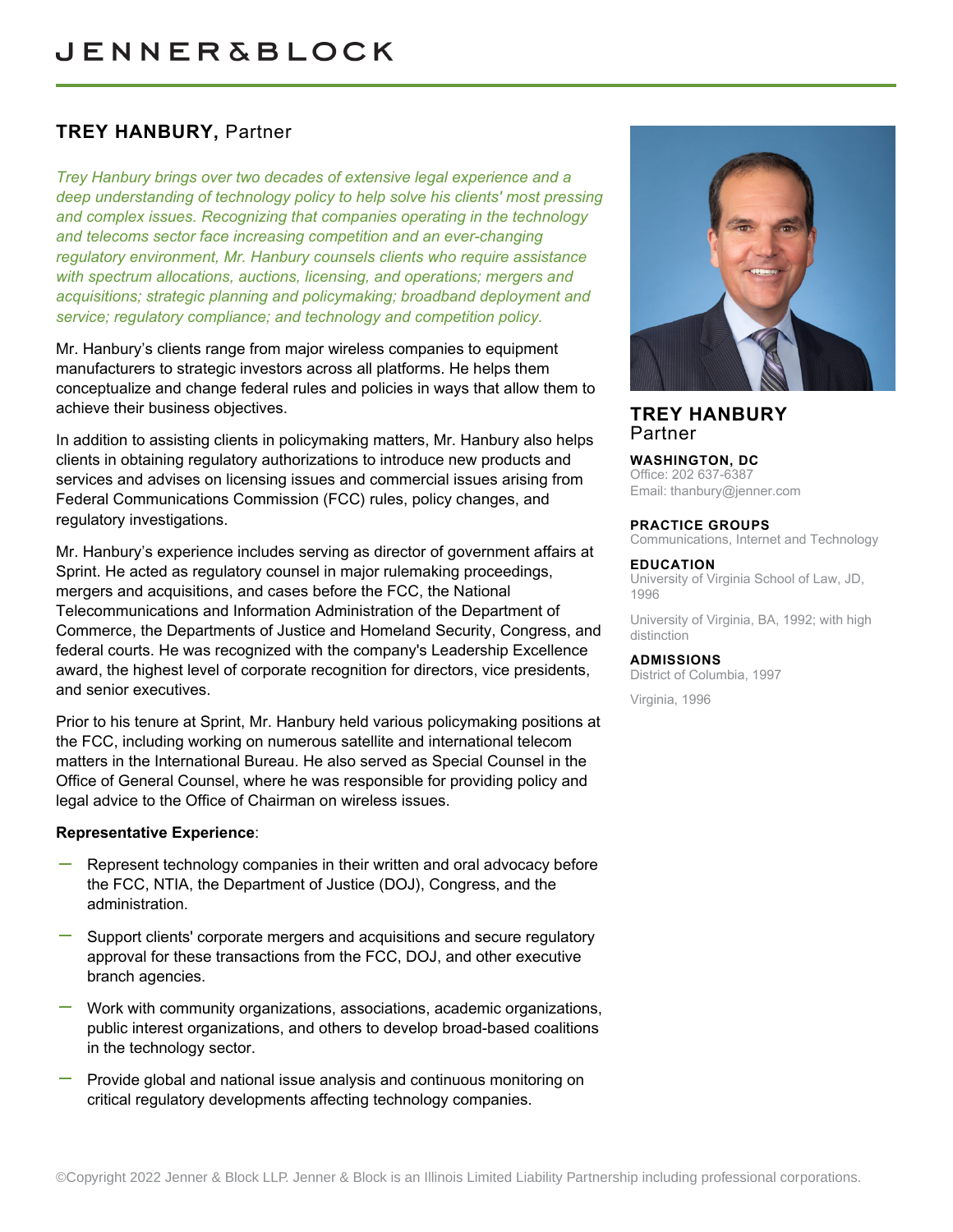# TREY HANBURY, Partner

*Trey Hanbury brings over two decades of extensive legal experience and a deep understanding of technology policy to help solve his clients' most pressing and complex issues. Recognizing that companies operating in the technology and telecoms sector face increasing competition and an ever-changing regulatory environment, Mr. Hanbury counsels clients who require assistance with spectrum allocations, auctions, licensing, and operations; mergers and acquisitions; strategic planning and policymaking; broadband deployment and service; regulatory compliance; and technology and competition policy.*

Mr. Hanbury's clients range from major wireless companies to equipment manufacturers to strategic investors across all platforms. He helps them conceptualize and change federal rules and policies in ways that allow them to achieve their business objectives.

In addition to assisting clients in policymaking matters, Mr. Hanbury also helps clients in obtaining regulatory authorizations to introduce new products and services and advises on licensing issues and commercial issues arising from Federal Communications Commission (FCC) rules, policy changes, and regulatory investigations.

Mr. Hanbury's experience includes serving as director of government affairs at Sprint. He acted as regulatory counsel in major rulemaking proceedings, mergers and acquisitions, and cases before the FCC, the National Telecommunications and Information Administration of the Department of Commerce, the Departments of Justice and Homeland Security, Congress, and federal courts. He was recognized with the company's Leadership Excellence award, the highest level of corporate recognition for directors, vice presidents, and senior executives.

Prior to his tenure at Sprint, Mr. Hanbury held various policymaking positions at the FCC, including working on numerous satellite and international telecom matters in the International Bureau. He also served as Special Counsel in the Office of General Counsel, where he was responsible for providing policy and legal advice to the Office of Chairman on wireless issues.

**Representative Experience**:

- Represent technology companies in their written and oral advocacy before the FCC, NTIA, the Department of Justice (DOJ), Congress, and the administration.
- Support clients' corporate mergers and acquisitions and secure regulatory approval for these transactions from the FCC, DOJ, and other executive branch agencies.
- Work with community organizations, associations, academic organizations, public interest organizations, and others to develop broad-based coalitions in the technology sector.
- Provide global and national issue analysis and continuous monitoring on critical regulatory developments affecting technology companies.

## TREY HANBURY
Partner

**WASHINGTON, DC**
Office: 202 637-6387
Email: thanbury@jenner.com

**PRACTICE GROUPS**
Communications, Internet and Technology

**EDUCATION**
University of Virginia School of Law, JD, 1996

University of Virginia, BA, 1992; with high distinction

**ADMISSIONS**
District of Columbia, 1997

Virginia, 1996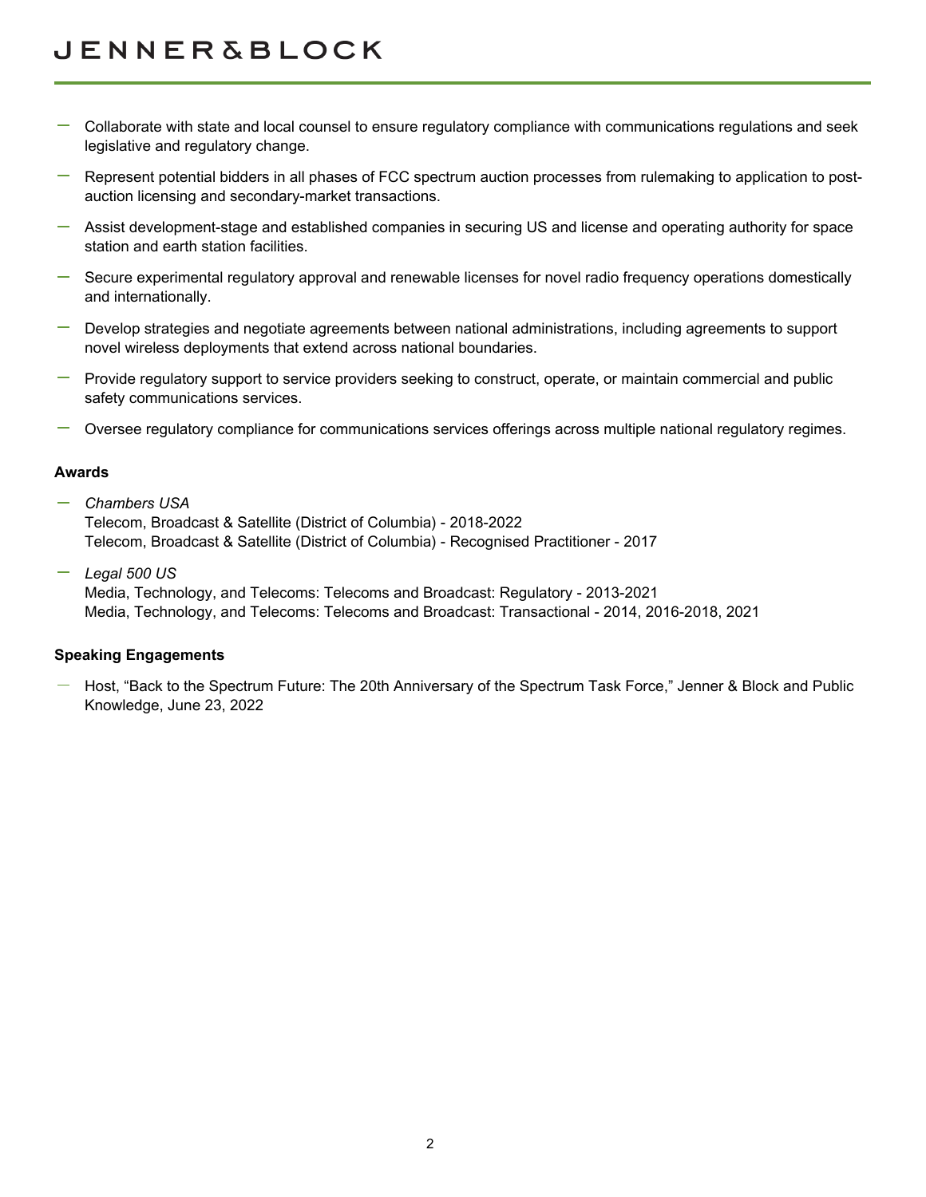- Collaborate with state and local counsel to ensure regulatory compliance with communications regulations and seek legislative and regulatory change.
- Represent potential bidders in all phases of FCC spectrum auction processes from rulemaking to application to post-auction licensing and secondary-market transactions.
- Assist development-stage and established companies in securing US and license and operating authority for space station and earth station facilities.
- Secure experimental regulatory approval and renewable licenses for novel radio frequency operations domestically and internationally.
- Develop strategies and negotiate agreements between national administrations, including agreements to support novel wireless deployments that extend across national boundaries.
- Provide regulatory support to service providers seeking to construct, operate, or maintain commercial and public safety communications services.
- Oversee regulatory compliance for communications services offerings across multiple national regulatory regimes.

**Awards**

- *Chambers USA*
  Telecom, Broadcast & Satellite (District of Columbia) - 2018-2022
  Telecom, Broadcast & Satellite (District of Columbia) - Recognised Practitioner - 2017
- *Legal 500 US*
  Media, Technology, and Telecoms: Telecoms and Broadcast: Regulatory - 2013-2021
  Media, Technology, and Telecoms: Telecoms and Broadcast: Transactional - 2014, 2016-2018, 2021

**Speaking Engagements**

- Host, "Back to the Spectrum Future: The 20th Anniversary of the Spectrum Task Force," Jenner & Block and Public Knowledge, June 23, 2022